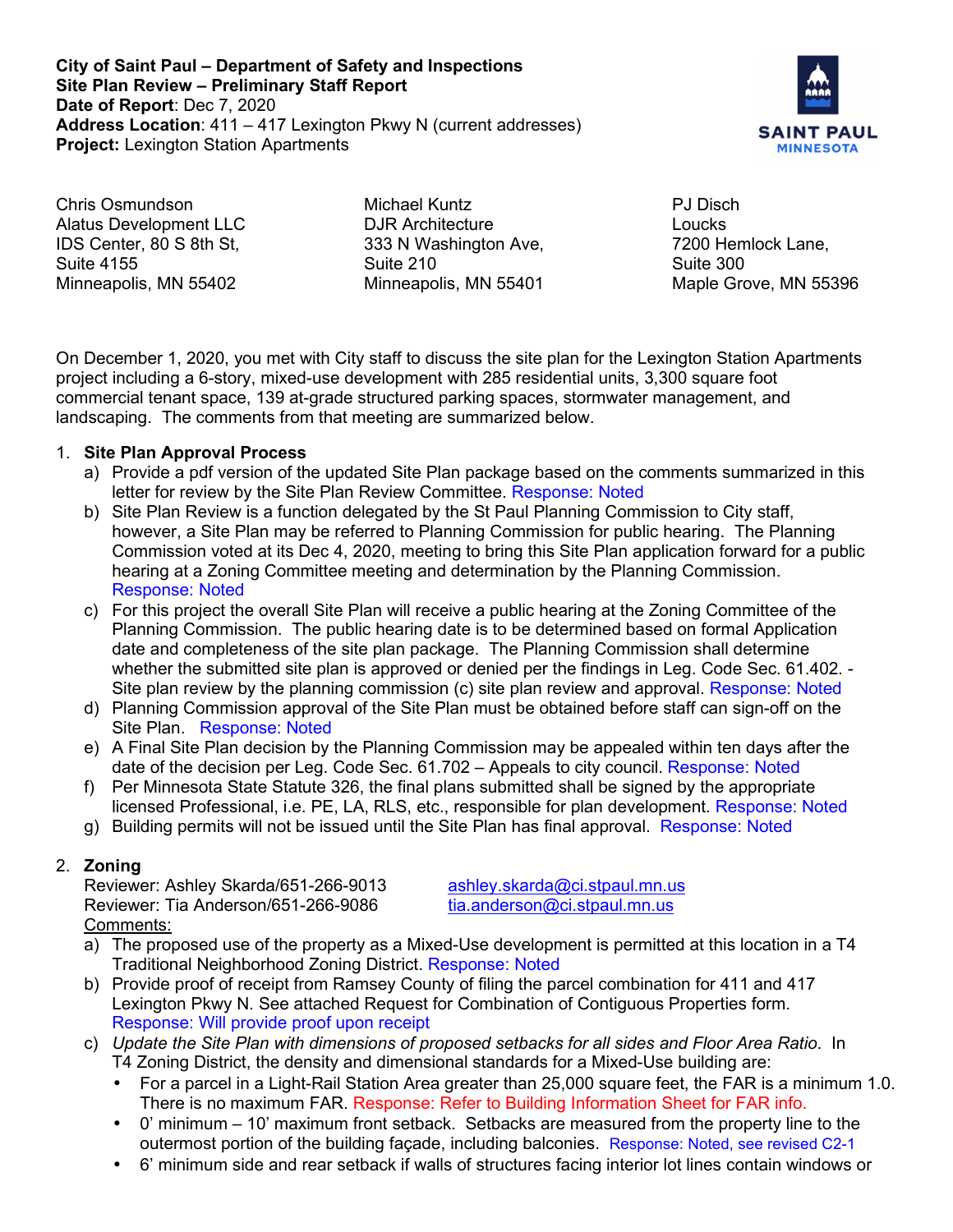**City of Saint Paul – Department of Safety and Inspections**
**Site Plan Review – Preliminary Staff Report**
**Date of Report**: Dec 7, 2020
**Address Location**: 411 – 417 Lexington Pkwy N (current addresses)
**Project:** Lexington Station Apartments

SAINT PAUL
MINNESOTA

Chris Osmundson
Alatus Development LLC
IDS Center, 80 S 8th St,
Suite 4155
Minneapolis, MN 55402

Michael Kuntz
DJR Architecture
333 N Washington Ave,
Suite 210
Minneapolis, MN 55401

PJ Disch
Loucks
7200 Hemlock Lane,
Suite 300
Maple Grove, MN 55396

On December 1, 2020, you met with City staff to discuss the site plan for the Lexington Station Apartments project including a 6-story, mixed-use development with 285 residential units, 3,300 square foot commercial tenant space, 139 at-grade structured parking spaces, stormwater management, and landscaping. The comments from that meeting are summarized below.

1. **Site Plan Approval Process**
   a) Provide a pdf version of the updated Site Plan package based on the comments summarized in this letter for review by the Site Plan Review Committee. Response: Noted
   b) Site Plan Review is a function delegated by the St Paul Planning Commission to City staff, however, a Site Plan may be referred to Planning Commission for public hearing. The Planning Commission voted at its Dec 4, 2020, meeting to bring this Site Plan application forward for a public hearing at a Zoning Committee meeting and determination by the Planning Commission. Response: Noted
   c) For this project the overall Site Plan will receive a public hearing at the Zoning Committee of the Planning Commission. The public hearing date is to be determined based on formal Application date and completeness of the site plan package. The Planning Commission shall determine whether the submitted site plan is approved or denied per the findings in Leg. Code Sec. 61.402. - Site plan review by the planning commission (c) site plan review and approval. Response: Noted
   d) Planning Commission approval of the Site Plan must be obtained before staff can sign-off on the Site Plan. Response: Noted
   e) A Final Site Plan decision by the Planning Commission may be appealed within ten days after the date of the decision per Leg. Code Sec. 61.702 – Appeals to city council. Response: Noted
   f) Per Minnesota State Statute 326, the final plans submitted shall be signed by the appropriate licensed Professional, i.e. PE, LA, RLS, etc., responsible for plan development. Response: Noted
   g) Building permits will not be issued until the Site Plan has final approval. Response: Noted

2. **Zoning**
   Reviewer: Ashley Skarda/651-266-9013 ashley.skarda@ci.stpaul.mn.us
   Reviewer: Tia Anderson/651-266-9086 tia.anderson@ci.stpaul.mn.us
   Comments:
   a) The proposed use of the property as a Mixed-Use development is permitted at this location in a T4 Traditional Neighborhood Zoning District. Response: Noted
   b) Provide proof of receipt from Ramsey County of filing the parcel combination for 411 and 417 Lexington Pkwy N. See attached Request for Combination of Contiguous Properties form. Response: Will provide proof upon receipt
   c) *Update the Site Plan with dimensions of proposed setbacks for all sides and Floor Area Ratio*. In T4 Zoning District, the density and dimensional standards for a Mixed-Use building are:
      - For a parcel in a Light-Rail Station Area greater than 25,000 square feet, the FAR is a minimum 1.0. There is no maximum FAR. Response: Refer to Building Information Sheet for FAR info.
      - 0' minimum – 10' maximum front setback. Setbacks are measured from the property line to the outermost portion of the building façade, including balconies. Response: Noted, see revised C2-1
      - 6' minimum side and rear setback if walls of structures facing interior lot lines contain windows or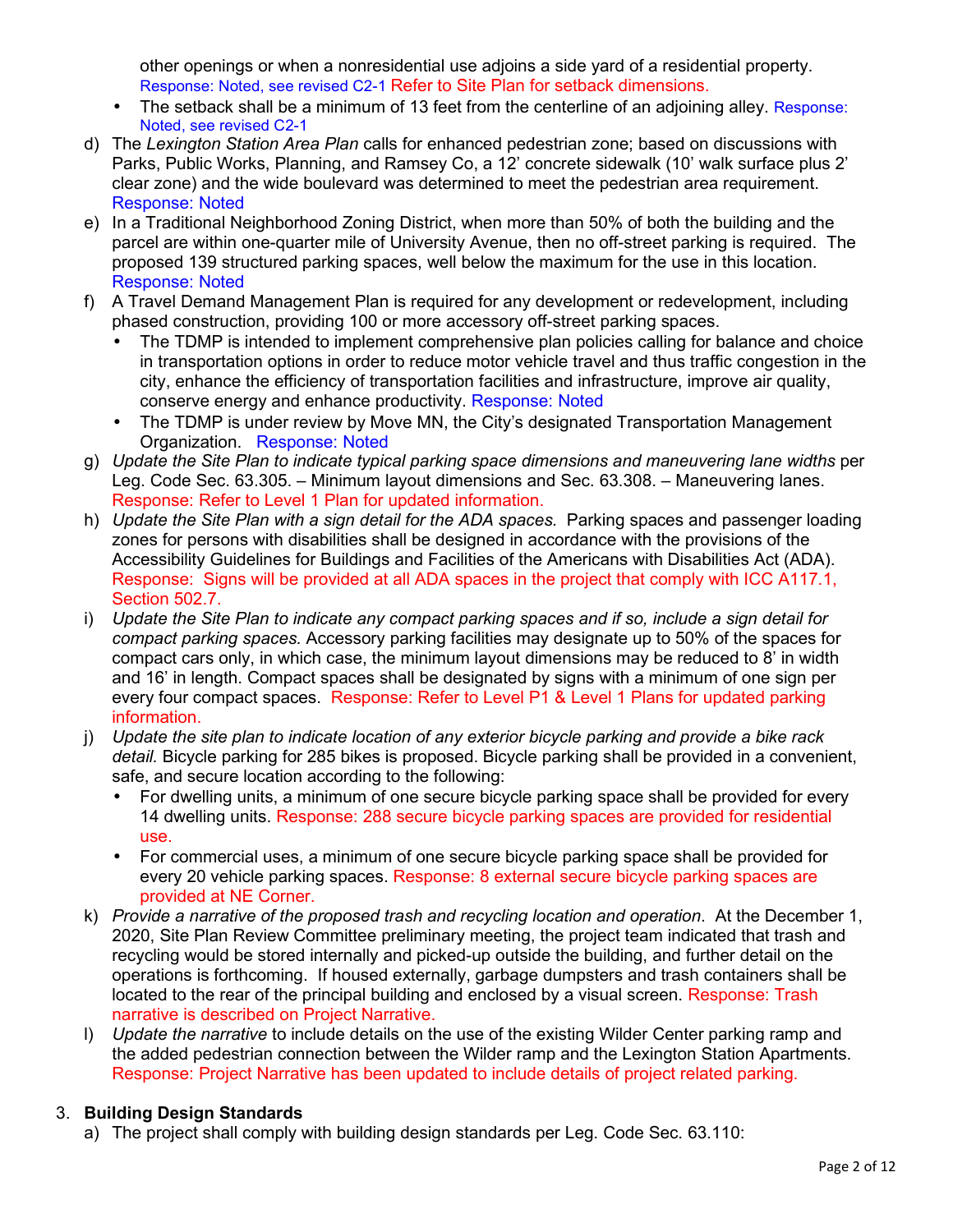other openings or when a nonresidential use adjoins a side yard of a residential property. Response: Noted, see revised C2-1 Refer to Site Plan for setback dimensions.

- The setback shall be a minimum of 13 feet from the centerline of an adjoining alley. Response: Noted, see revised C2-1

d) The *Lexington Station Area Plan* calls for enhanced pedestrian zone; based on discussions with Parks, Public Works, Planning, and Ramsey Co, a 12' concrete sidewalk (10' walk surface plus 2' clear zone) and the wide boulevard was determined to meet the pedestrian area requirement. Response: Noted

e) In a Traditional Neighborhood Zoning District, when more than 50% of both the building and the parcel are within one-quarter mile of University Avenue, then no off-street parking is required. The proposed 139 structured parking spaces, well below the maximum for the use in this location. Response: Noted

f) A Travel Demand Management Plan is required for any development or redevelopment, including phased construction, providing 100 or more accessory off-street parking spaces.

- The TDMP is intended to implement comprehensive plan policies calling for balance and choice in transportation options in order to reduce motor vehicle travel and thus traffic congestion in the city, enhance the efficiency of transportation facilities and infrastructure, improve air quality, conserve energy and enhance productivity. Response: Noted
- The TDMP is under review by Move MN, the City's designated Transportation Management Organization. Response: Noted

g) *Update the Site Plan to indicate typical parking space dimensions and maneuvering lane widths* per Leg. Code Sec. 63.305. – Minimum layout dimensions and Sec. 63.308. – Maneuvering lanes. Response: Refer to Level 1 Plan for updated information.

h) *Update the Site Plan with a sign detail for the ADA spaces.* Parking spaces and passenger loading zones for persons with disabilities shall be designed in accordance with the provisions of the Accessibility Guidelines for Buildings and Facilities of the Americans with Disabilities Act (ADA). Response: Signs will be provided at all ADA spaces in the project that comply with ICC A117.1, Section 502.7.

i) *Update the Site Plan to indicate any compact parking spaces and if so, include a sign detail for compact parking spaces.* Accessory parking facilities may designate up to 50% of the spaces for compact cars only, in which case, the minimum layout dimensions may be reduced to 8' in width and 16' in length. Compact spaces shall be designated by signs with a minimum of one sign per every four compact spaces. Response: Refer to Level P1 & Level 1 Plans for updated parking information.

j) *Update the site plan to indicate location of any exterior bicycle parking and provide a bike rack detail.* Bicycle parking for 285 bikes is proposed. Bicycle parking shall be provided in a convenient, safe, and secure location according to the following:

- For dwelling units, a minimum of one secure bicycle parking space shall be provided for every 14 dwelling units. Response: 288 secure bicycle parking spaces are provided for residential use.
- For commercial uses, a minimum of one secure bicycle parking space shall be provided for every 20 vehicle parking spaces. Response: 8 external secure bicycle parking spaces are provided at NE Corner.

k) *Provide a narrative of the proposed trash and recycling location and operation*. At the December 1, 2020, Site Plan Review Committee preliminary meeting, the project team indicated that trash and recycling would be stored internally and picked-up outside the building, and further detail on the operations is forthcoming. If housed externally, garbage dumpsters and trash containers shall be located to the rear of the principal building and enclosed by a visual screen. Response: Trash narrative is described on Project Narrative.

l) *Update the narrative* to include details on the use of the existing Wilder Center parking ramp and the added pedestrian connection between the Wilder ramp and the Lexington Station Apartments. Response: Project Narrative has been updated to include details of project related parking.

3. **Building Design Standards**

a) The project shall comply with building design standards per Leg. Code Sec. 63.110: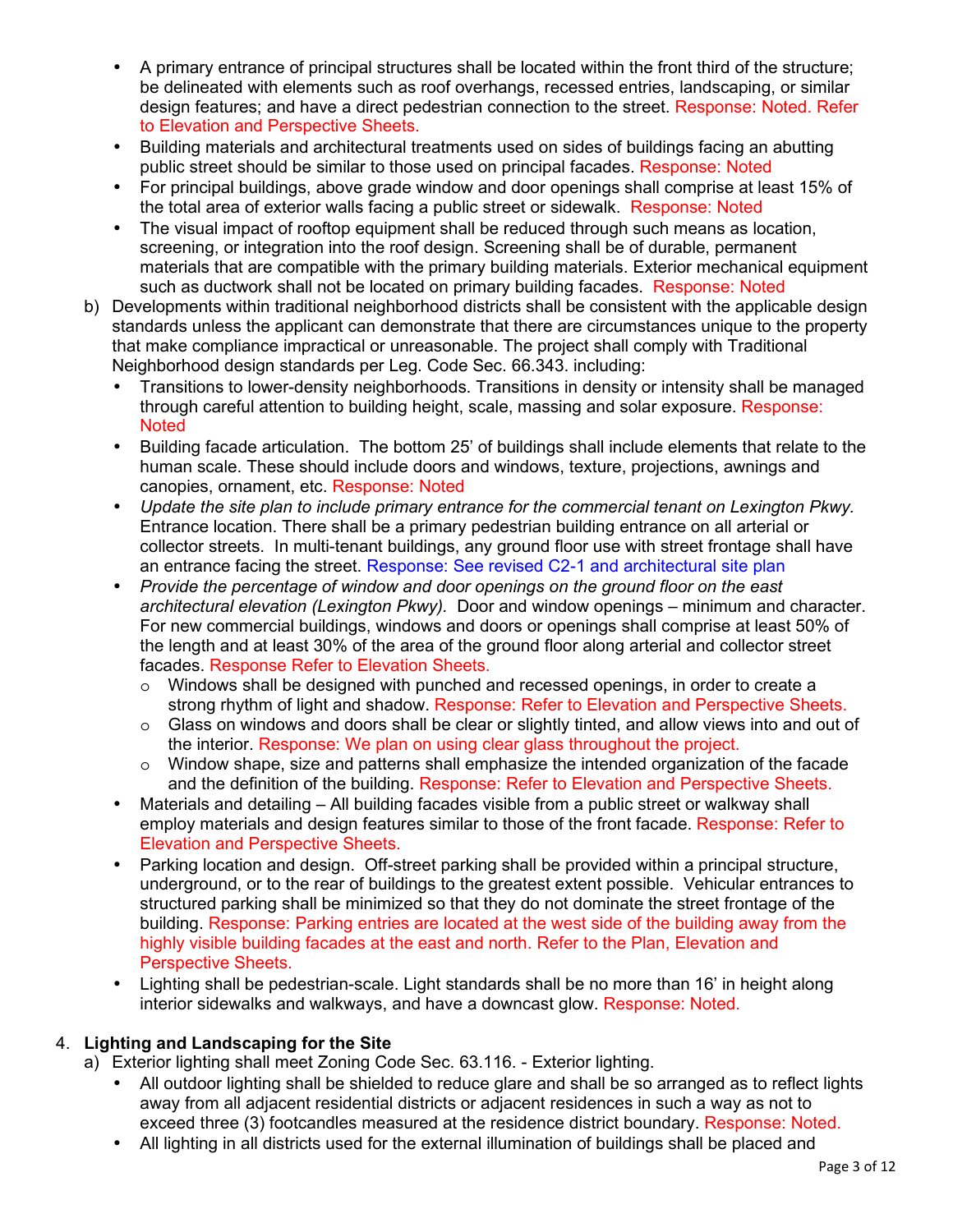- A primary entrance of principal structures shall be located within the front third of the structure; be delineated with elements such as roof overhangs, recessed entries, landscaping, or similar design features; and have a direct pedestrian connection to the street. Response: Noted. Refer to Elevation and Perspective Sheets.
- Building materials and architectural treatments used on sides of buildings facing an abutting public street should be similar to those used on principal facades. Response: Noted
- For principal buildings, above grade window and door openings shall comprise at least 15% of the total area of exterior walls facing a public street or sidewalk. Response: Noted
- The visual impact of rooftop equipment shall be reduced through such means as location, screening, or integration into the roof design. Screening shall be of durable, permanent materials that are compatible with the primary building materials. Exterior mechanical equipment such as ductwork shall not be located on primary building facades. Response: Noted

b) Developments within traditional neighborhood districts shall be consistent with the applicable design standards unless the applicant can demonstrate that there are circumstances unique to the property that make compliance impractical or unreasonable. The project shall comply with Traditional Neighborhood design standards per Leg. Code Sec. 66.343. including:

- Transitions to lower-density neighborhoods. Transitions in density or intensity shall be managed through careful attention to building height, scale, massing and solar exposure. Response: Noted
- Building facade articulation. The bottom 25' of buildings shall include elements that relate to the human scale. These should include doors and windows, texture, projections, awnings and canopies, ornament, etc. Response: Noted
- *Update the site plan to include primary entrance for the commercial tenant on Lexington Pkwy.* Entrance location. There shall be a primary pedestrian building entrance on all arterial or collector streets. In multi-tenant buildings, any ground floor use with street frontage shall have an entrance facing the street. Response: See revised C2-1 and architectural site plan
- *Provide the percentage of window and door openings on the ground floor on the east architectural elevation (Lexington Pkwy).* Door and window openings – minimum and character. For new commercial buildings, windows and doors or openings shall comprise at least 50% of the length and at least 30% of the area of the ground floor along arterial and collector street facades. Response Refer to Elevation Sheets.
  - Windows shall be designed with punched and recessed openings, in order to create a strong rhythm of light and shadow. Response: Refer to Elevation and Perspective Sheets.
  - Glass on windows and doors shall be clear or slightly tinted, and allow views into and out of the interior. Response: We plan on using clear glass throughout the project.
  - Window shape, size and patterns shall emphasize the intended organization of the facade and the definition of the building. Response: Refer to Elevation and Perspective Sheets.
- Materials and detailing – All building facades visible from a public street or walkway shall employ materials and design features similar to those of the front facade. Response: Refer to Elevation and Perspective Sheets.
- Parking location and design. Off-street parking shall be provided within a principal structure, underground, or to the rear of buildings to the greatest extent possible. Vehicular entrances to structured parking shall be minimized so that they do not dominate the street frontage of the building. Response: Parking entries are located at the west side of the building away from the highly visible building facades at the east and north. Refer to the Plan, Elevation and Perspective Sheets.
- Lighting shall be pedestrian-scale. Light standards shall be no more than 16' in height along interior sidewalks and walkways, and have a downcast glow. Response: Noted.

4. **Lighting and Landscaping for the Site**

a) Exterior lighting shall meet Zoning Code Sec. 63.116. - Exterior lighting.

- All outdoor lighting shall be shielded to reduce glare and shall be so arranged as to reflect lights away from all adjacent residential districts or adjacent residences in such a way as not to exceed three (3) footcandles measured at the residence district boundary. Response: Noted.
- All lighting in all districts used for the external illumination of buildings shall be placed and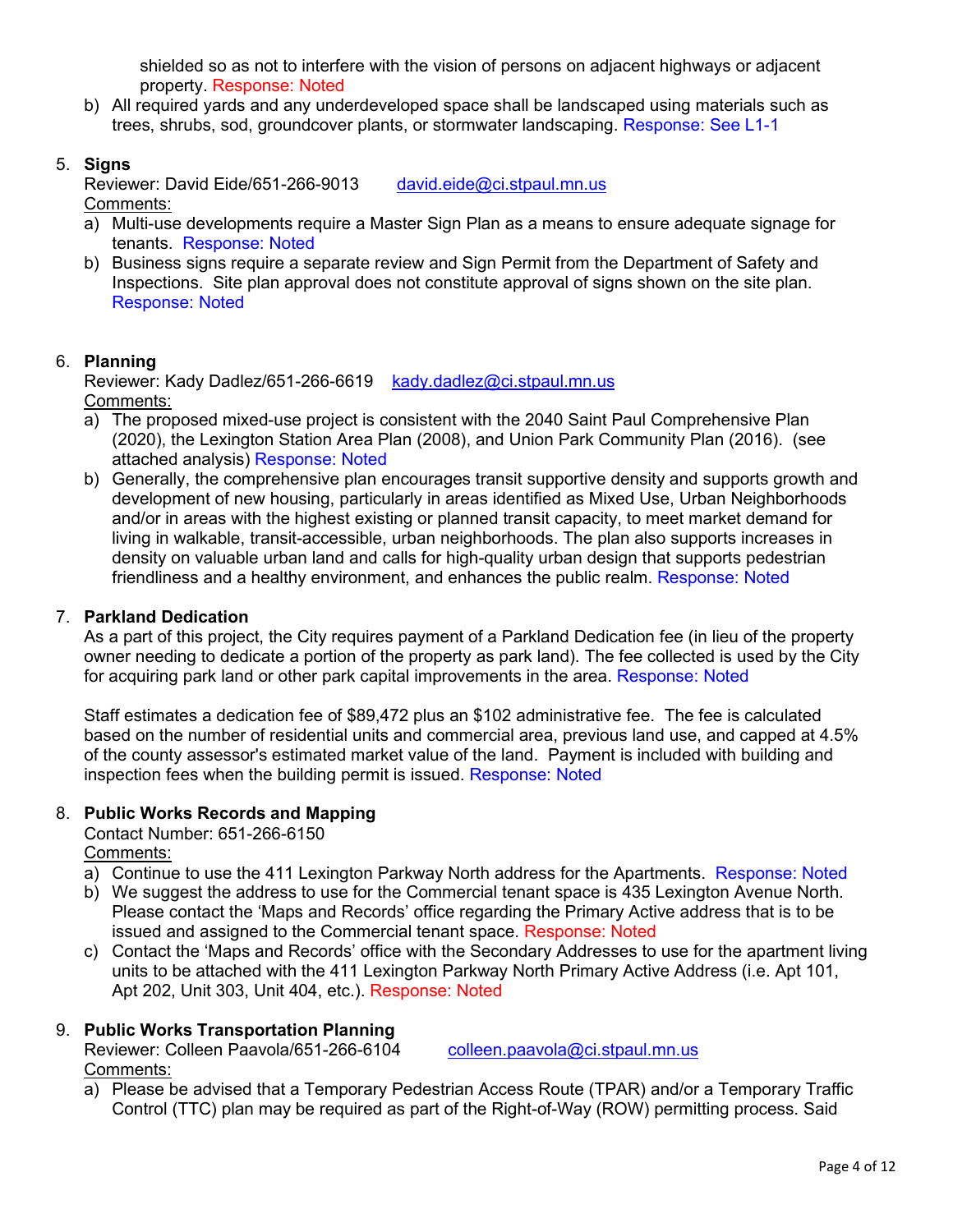shielded so as not to interfere with the vision of persons on adjacent highways or adjacent property. Response: Noted

b) All required yards and any underdeveloped space shall be landscaped using materials such as trees, shrubs, sod, groundcover plants, or stormwater landscaping. Response: See L1-1

5. **Signs**

   Reviewer: David Eide/651-266-9013 david.eide@ci.stpaul.mn.us

   Comments:

   a) Multi-use developments require a Master Sign Plan as a means to ensure adequate signage for tenants. Response: Noted

   b) Business signs require a separate review and Sign Permit from the Department of Safety and Inspections. Site plan approval does not constitute approval of signs shown on the site plan. Response: Noted

6. **Planning**

   Reviewer: Kady Dadlez/651-266-6619 kady.dadlez@ci.stpaul.mn.us

   Comments:

   a) The proposed mixed-use project is consistent with the 2040 Saint Paul Comprehensive Plan (2020), the Lexington Station Area Plan (2008), and Union Park Community Plan (2016). (see attached analysis) Response: Noted

   b) Generally, the comprehensive plan encourages transit supportive density and supports growth and development of new housing, particularly in areas identified as Mixed Use, Urban Neighborhoods and/or in areas with the highest existing or planned transit capacity, to meet market demand for living in walkable, transit-accessible, urban neighborhoods. The plan also supports increases in density on valuable urban land and calls for high-quality urban design that supports pedestrian friendliness and a healthy environment, and enhances the public realm. Response: Noted

7. **Parkland Dedication**

   As a part of this project, the City requires payment of a Parkland Dedication fee (in lieu of the property owner needing to dedicate a portion of the property as park land). The fee collected is used by the City for acquiring park land or other park capital improvements in the area. Response: Noted

   Staff estimates a dedication fee of $89,472 plus an $102 administrative fee. The fee is calculated based on the number of residential units and commercial area, previous land use, and capped at 4.5% of the county assessor's estimated market value of the land. Payment is included with building and inspection fees when the building permit is issued. Response: Noted

8. **Public Works Records and Mapping**

   Contact Number: 651-266-6150

   Comments:

   a) Continue to use the 411 Lexington Parkway North address for the Apartments. Response: Noted

   b) We suggest the address to use for the Commercial tenant space is 435 Lexington Avenue North. Please contact the 'Maps and Records' office regarding the Primary Active address that is to be issued and assigned to the Commercial tenant space. Response: Noted

   c) Contact the 'Maps and Records' office with the Secondary Addresses to use for the apartment living units to be attached with the 411 Lexington Parkway North Primary Active Address (i.e. Apt 101, Apt 202, Unit 303, Unit 404, etc.). Response: Noted

9. **Public Works Transportation Planning**

   Reviewer: Colleen Paavola/651-266-6104 colleen.paavola@ci.stpaul.mn.us

   Comments:

   a) Please be advised that a Temporary Pedestrian Access Route (TPAR) and/or a Temporary Traffic Control (TTC) plan may be required as part of the Right-of-Way (ROW) permitting process. Said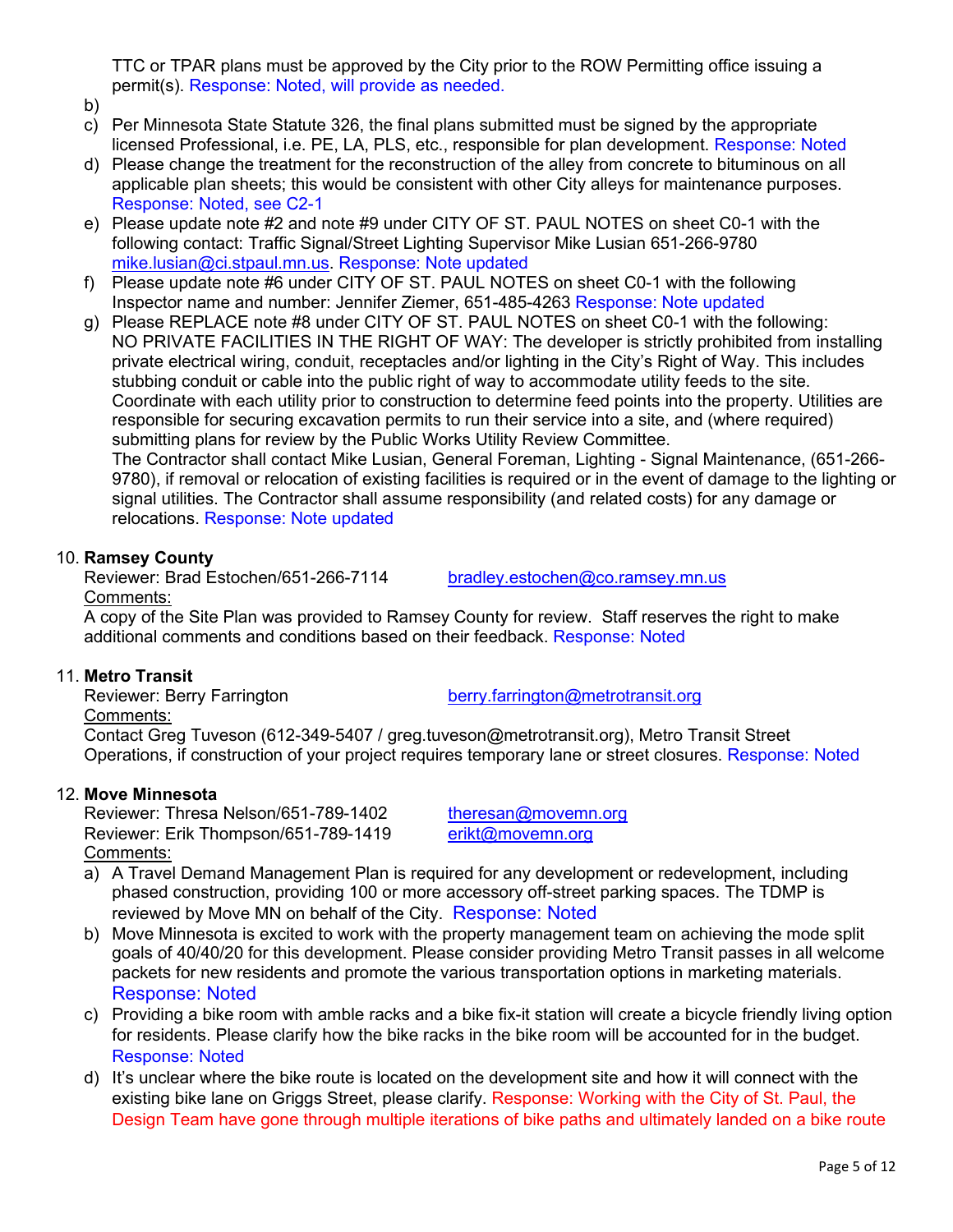TTC or TPAR plans must be approved by the City prior to the ROW Permitting office issuing a permit(s). Response: Noted, will provide as needed.

b)

c) Per Minnesota State Statute 326, the final plans submitted must be signed by the appropriate licensed Professional, i.e. PE, LA, PLS, etc., responsible for plan development. Response: Noted

d) Please change the treatment for the reconstruction of the alley from concrete to bituminous on all applicable plan sheets; this would be consistent with other City alleys for maintenance purposes. Response: Noted, see C2-1

e) Please update note #2 and note #9 under CITY OF ST. PAUL NOTES on sheet C0-1 with the following contact: Traffic Signal/Street Lighting Supervisor Mike Lusian 651-266-9780 mike.lusian@ci.stpaul.mn.us. Response: Note updated

f) Please update note #6 under CITY OF ST. PAUL NOTES on sheet C0-1 with the following Inspector name and number: Jennifer Ziemer, 651-485-4263 Response: Note updated

g) Please REPLACE note #8 under CITY OF ST. PAUL NOTES on sheet C0-1 with the following: NO PRIVATE FACILITIES IN THE RIGHT OF WAY: The developer is strictly prohibited from installing private electrical wiring, conduit, receptacles and/or lighting in the City's Right of Way. This includes stubbing conduit or cable into the public right of way to accommodate utility feeds to the site. Coordinate with each utility prior to construction to determine feed points into the property. Utilities are responsible for securing excavation permits to run their service into a site, and (where required) submitting plans for review by the Public Works Utility Review Committee.
The Contractor shall contact Mike Lusian, General Foreman, Lighting - Signal Maintenance, (651-266-9780), if removal or relocation of existing facilities is required or in the event of damage to the lighting or signal utilities. The Contractor shall assume responsibility (and related costs) for any damage or relocations. Response: Note updated

10. **Ramsey County**
Reviewer: Brad Estochen/651-266-7114 bradley.estochen@co.ramsey.mn.us
Comments:
A copy of the Site Plan was provided to Ramsey County for review. Staff reserves the right to make additional comments and conditions based on their feedback. Response: Noted

11. **Metro Transit**
Reviewer: Berry Farrington berry.farrington@metrotransit.org
Comments:
Contact Greg Tuveson (612-349-5407 / greg.tuveson@metrotransit.org), Metro Transit Street Operations, if construction of your project requires temporary lane or street closures. Response: Noted

12. **Move Minnesota**
Reviewer: Thresa Nelson/651-789-1402 theresan@movemn.org
Reviewer: Erik Thompson/651-789-1419 erikt@movemn.org
Comments:

a) A Travel Demand Management Plan is required for any development or redevelopment, including phased construction, providing 100 or more accessory off-street parking spaces. The TDMP is reviewed by Move MN on behalf of the City. Response: Noted

b) Move Minnesota is excited to work with the property management team on achieving the mode split goals of 40/40/20 for this development. Please consider providing Metro Transit passes in all welcome packets for new residents and promote the various transportation options in marketing materials. Response: Noted

c) Providing a bike room with amble racks and a bike fix-it station will create a bicycle friendly living option for residents. Please clarify how the bike racks in the bike room will be accounted for in the budget. Response: Noted

d) It's unclear where the bike route is located on the development site and how it will connect with the existing bike lane on Griggs Street, please clarify. Response: Working with the City of St. Paul, the Design Team have gone through multiple iterations of bike paths and ultimately landed on a bike route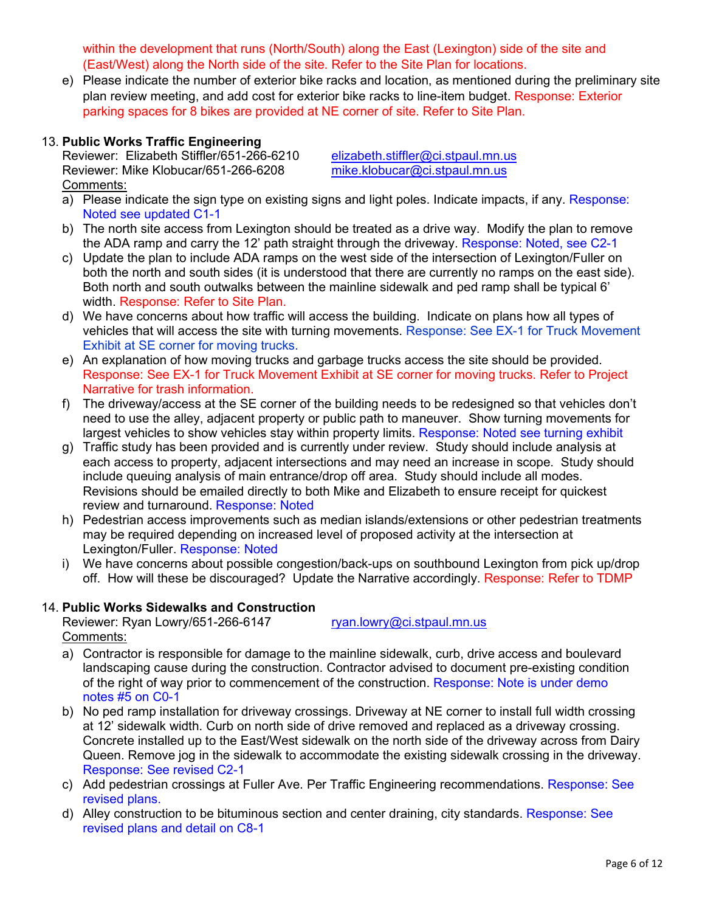within the development that runs (North/South) along the East (Lexington) side of the site and (East/West) along the North side of the site. Refer to the Site Plan for locations.

e) Please indicate the number of exterior bike racks and location, as mentioned during the preliminary site plan review meeting, and add cost for exterior bike racks to line-item budget. Response: Exterior parking spaces for 8 bikes are provided at NE corner of site. Refer to Site Plan.

13. **Public Works Traffic Engineering**

Reviewer: Elizabeth Stiffler/651-266-6210 elizabeth.stiffler@ci.stpaul.mn.us
Reviewer: Mike Klobucar/651-266-6208 mike.klobucar@ci.stpaul.mn.us

Comments:

a) Please indicate the sign type on existing signs and light poles. Indicate impacts, if any. Response: Noted see updated C1-1
b) The north site access from Lexington should be treated as a drive way. Modify the plan to remove the ADA ramp and carry the 12' path straight through the driveway. Response: Noted, see C2-1
c) Update the plan to include ADA ramps on the west side of the intersection of Lexington/Fuller on both the north and south sides (it is understood that there are currently no ramps on the east side). Both north and south outwalks between the mainline sidewalk and ped ramp shall be typical 6' width. Response: Refer to Site Plan.
d) We have concerns about how traffic will access the building. Indicate on plans how all types of vehicles that will access the site with turning movements. Response: See EX-1 for Truck Movement Exhibit at SE corner for moving trucks.
e) An explanation of how moving trucks and garbage trucks access the site should be provided. Response: See EX-1 for Truck Movement Exhibit at SE corner for moving trucks. Refer to Project Narrative for trash information.
f) The driveway/access at the SE corner of the building needs to be redesigned so that vehicles don't need to use the alley, adjacent property or public path to maneuver. Show turning movements for largest vehicles to show vehicles stay within property limits. Response: Noted see turning exhibit
g) Traffic study has been provided and is currently under review. Study should include analysis at each access to property, adjacent intersections and may need an increase in scope. Study should include queuing analysis of main entrance/drop off area. Study should include all modes. Revisions should be emailed directly to both Mike and Elizabeth to ensure receipt for quickest review and turnaround. Response: Noted
h) Pedestrian access improvements such as median islands/extensions or other pedestrian treatments may be required depending on increased level of proposed activity at the intersection at Lexington/Fuller. Response: Noted
i) We have concerns about possible congestion/back-ups on southbound Lexington from pick up/drop off. How will these be discouraged? Update the Narrative accordingly. Response: Refer to TDMP

14. **Public Works Sidewalks and Construction**

Reviewer: Ryan Lowry/651-266-6147 ryan.lowry@ci.stpaul.mn.us

Comments:

a) Contractor is responsible for damage to the mainline sidewalk, curb, drive access and boulevard landscaping cause during the construction. Contractor advised to document pre-existing condition of the right of way prior to commencement of the construction. Response: Note is under demo notes #5 on C0-1
b) No ped ramp installation for driveway crossings. Driveway at NE corner to install full width crossing at 12' sidewalk width. Curb on north side of drive removed and replaced as a driveway crossing. Concrete installed up to the East/West sidewalk on the north side of the driveway across from Dairy Queen. Remove jog in the sidewalk to accommodate the existing sidewalk crossing in the driveway. Response: See revised C2-1
c) Add pedestrian crossings at Fuller Ave. Per Traffic Engineering recommendations. Response: See revised plans.
d) Alley construction to be bituminous section and center draining, city standards. Response: See revised plans and detail on C8-1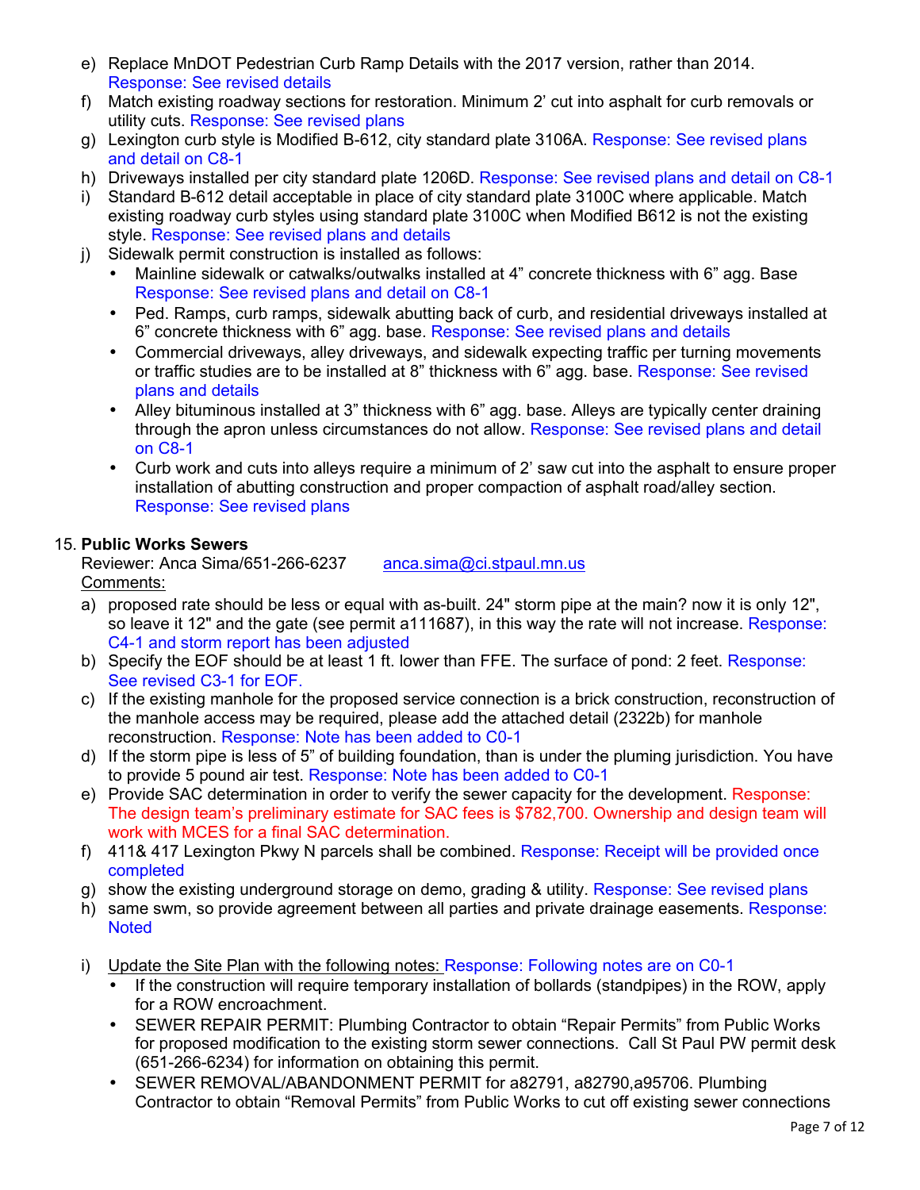e) Replace MnDOT Pedestrian Curb Ramp Details with the 2017 version, rather than 2014. Response: See revised details

f) Match existing roadway sections for restoration. Minimum 2' cut into asphalt for curb removals or utility cuts. Response: See revised plans

g) Lexington curb style is Modified B-612, city standard plate 3106A. Response: See revised plans and detail on C8-1

h) Driveways installed per city standard plate 1206D. Response: See revised plans and detail on C8-1

i) Standard B-612 detail acceptable in place of city standard plate 3100C where applicable. Match existing roadway curb styles using standard plate 3100C when Modified B612 is not the existing style. Response: See revised plans and details

j) Sidewalk permit construction is installed as follows:
   - Mainline sidewalk or catwalks/outwalks installed at 4" concrete thickness with 6" agg. Base Response: See revised plans and detail on C8-1
   - Ped. Ramps, curb ramps, sidewalk abutting back of curb, and residential driveways installed at 6" concrete thickness with 6" agg. base. Response: See revised plans and details
   - Commercial driveways, alley driveways, and sidewalk expecting traffic per turning movements or traffic studies are to be installed at 8" thickness with 6" agg. base. Response: See revised plans and details
   - Alley bituminous installed at 3" thickness with 6" agg. base. Alleys are typically center draining through the apron unless circumstances do not allow. Response: See revised plans and detail on C8-1
   - Curb work and cuts into alleys require a minimum of 2' saw cut into the asphalt to ensure proper installation of abutting construction and proper compaction of asphalt road/alley section. Response: See revised plans

15. **Public Works Sewers**
    Reviewer: Anca Sima/651-266-6237 anca.sima@ci.stpaul.mn.us
    Comments:

a) proposed rate should be less or equal with as-built. 24" storm pipe at the main? now it is only 12", so leave it 12" and the gate (see permit a111687), in this way the rate will not increase. Response: C4-1 and storm report has been adjusted

b) Specify the EOF should be at least 1 ft. lower than FFE. The surface of pond: 2 feet. Response: See revised C3-1 for EOF.

c) If the existing manhole for the proposed service connection is a brick construction, reconstruction of the manhole access may be required, please add the attached detail (2322b) for manhole reconstruction. Response: Note has been added to C0-1

d) If the storm pipe is less of 5" of building foundation, than is under the pluming jurisdiction. You have to provide 5 pound air test. Response: Note has been added to C0-1

e) Provide SAC determination in order to verify the sewer capacity for the development. Response: The design team's preliminary estimate for SAC fees is $782,700. Ownership and design team will work with MCES for a final SAC determination.

f) 411& 417 Lexington Pkwy N parcels shall be combined. Response: Receipt will be provided once completed

g) show the existing underground storage on demo, grading & utility. Response: See revised plans

h) same swm, so provide agreement between all parties and private drainage easements. Response: Noted

i) Update the Site Plan with the following notes: Response: Following notes are on C0-1
   - If the construction will require temporary installation of bollards (standpipes) in the ROW, apply for a ROW encroachment.
   - SEWER REPAIR PERMIT: Plumbing Contractor to obtain "Repair Permits" from Public Works for proposed modification to the existing storm sewer connections. Call St Paul PW permit desk (651-266-6234) for information on obtaining this permit.
   - SEWER REMOVAL/ABANDONMENT PERMIT for a82791, a82790,a95706. Plumbing Contractor to obtain "Removal Permits" from Public Works to cut off existing sewer connections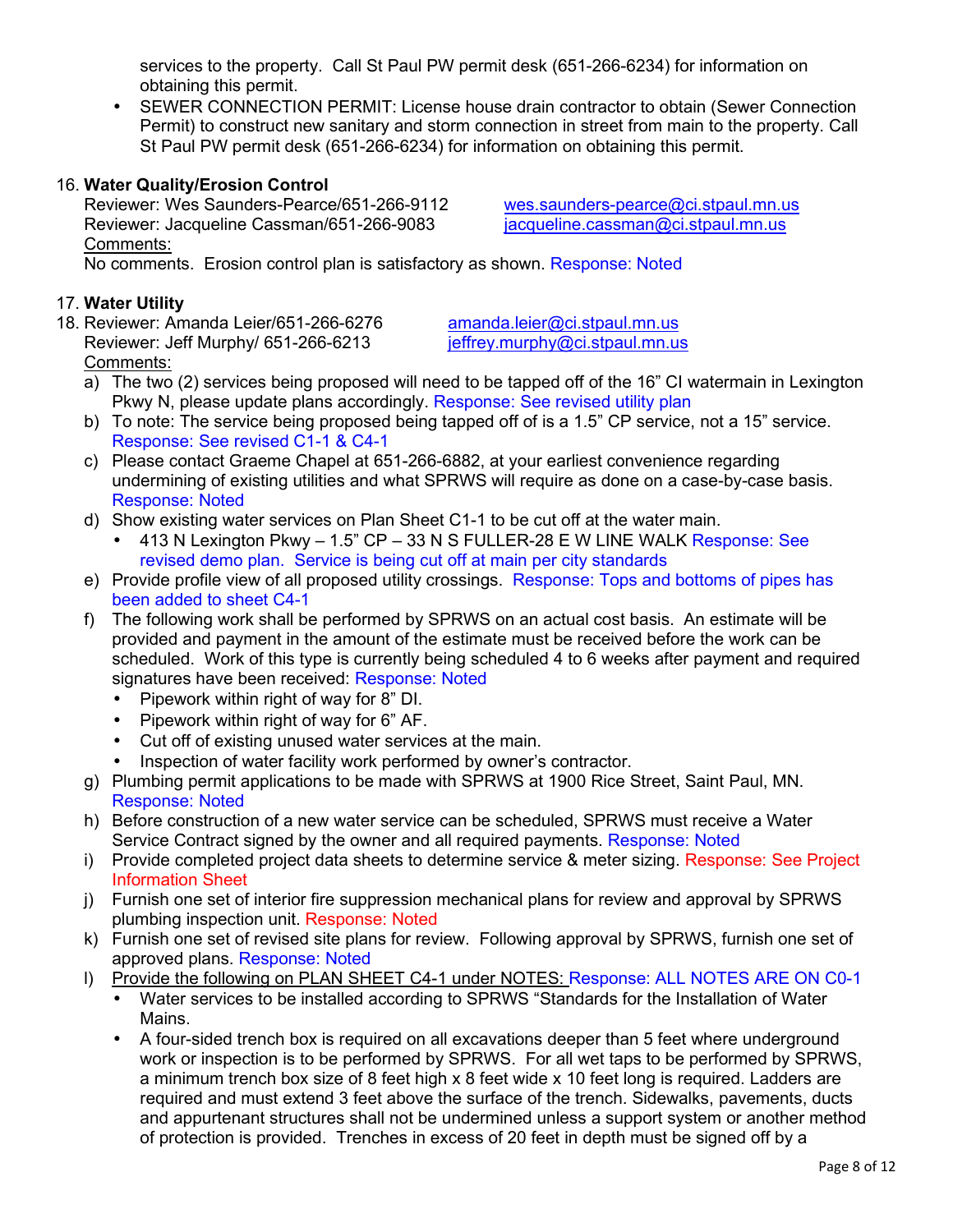services to the property. Call St Paul PW permit desk (651-266-6234) for information on obtaining this permit.

- SEWER CONNECTION PERMIT: License house drain contractor to obtain (Sewer Connection Permit) to construct new sanitary and storm connection in street from main to the property. Call St Paul PW permit desk (651-266-6234) for information on obtaining this permit.

16. **Water Quality/Erosion Control**
    Reviewer: Wes Saunders-Pearce/651-266-9112 wes.saunders-pearce@ci.stpaul.mn.us
    Reviewer: Jacqueline Cassman/651-266-9083 jacqueline.cassman@ci.stpaul.mn.us
    Comments:
    No comments. Erosion control plan is satisfactory as shown. Response: Noted

17. **Water Utility**
18. Reviewer: Amanda Leier/651-266-6276 amanda.leier@ci.stpaul.mn.us
    Reviewer: Jeff Murphy/ 651-266-6213 jeffrey.murphy@ci.stpaul.mn.us
    Comments:

a) The two (2) services being proposed will need to be tapped off of the 16" CI watermain in Lexington Pkwy N, please update plans accordingly. Response: See revised utility plan
b) To note: The service being proposed being tapped off of is a 1.5" CP service, not a 15" service. Response: See revised C1-1 & C4-1
c) Please contact Graeme Chapel at 651-266-6882, at your earliest convenience regarding undermining of existing utilities and what SPRWS will require as done on a case-by-case basis. Response: Noted
d) Show existing water services on Plan Sheet C1-1 to be cut off at the water main.
   - 413 N Lexington Pkwy – 1.5" CP – 33 N S FULLER-28 E W LINE WALK Response: See revised demo plan. Service is being cut off at main per city standards
e) Provide profile view of all proposed utility crossings. Response: Tops and bottoms of pipes has been added to sheet C4-1
f) The following work shall be performed by SPRWS on an actual cost basis. An estimate will be provided and payment in the amount of the estimate must be received before the work can be scheduled. Work of this type is currently being scheduled 4 to 6 weeks after payment and required signatures have been received: Response: Noted
   - Pipework within right of way for 8" DI.
   - Pipework within right of way for 6" AF.
   - Cut off of existing unused water services at the main.
   - Inspection of water facility work performed by owner's contractor.
g) Plumbing permit applications to be made with SPRWS at 1900 Rice Street, Saint Paul, MN. Response: Noted
h) Before construction of a new water service can be scheduled, SPRWS must receive a Water Service Contract signed by the owner and all required payments. Response: Noted
i) Provide completed project data sheets to determine service & meter sizing. Response: See Project Information Sheet
j) Furnish one set of interior fire suppression mechanical plans for review and approval by SPRWS plumbing inspection unit. Response: Noted
k) Furnish one set of revised site plans for review. Following approval by SPRWS, furnish one set of approved plans. Response: Noted
l) Provide the following on PLAN SHEET C4-1 under NOTES: Response: ALL NOTES ARE ON C0-1
   - Water services to be installed according to SPRWS "Standards for the Installation of Water Mains.
   - A four-sided trench box is required on all excavations deeper than 5 feet where underground work or inspection is to be performed by SPRWS. For all wet taps to be performed by SPRWS, a minimum trench box size of 8 feet high x 8 feet wide x 10 feet long is required. Ladders are required and must extend 3 feet above the surface of the trench. Sidewalks, pavements, ducts and appurtenant structures shall not be undermined unless a support system or another method of protection is provided. Trenches in excess of 20 feet in depth must be signed off by a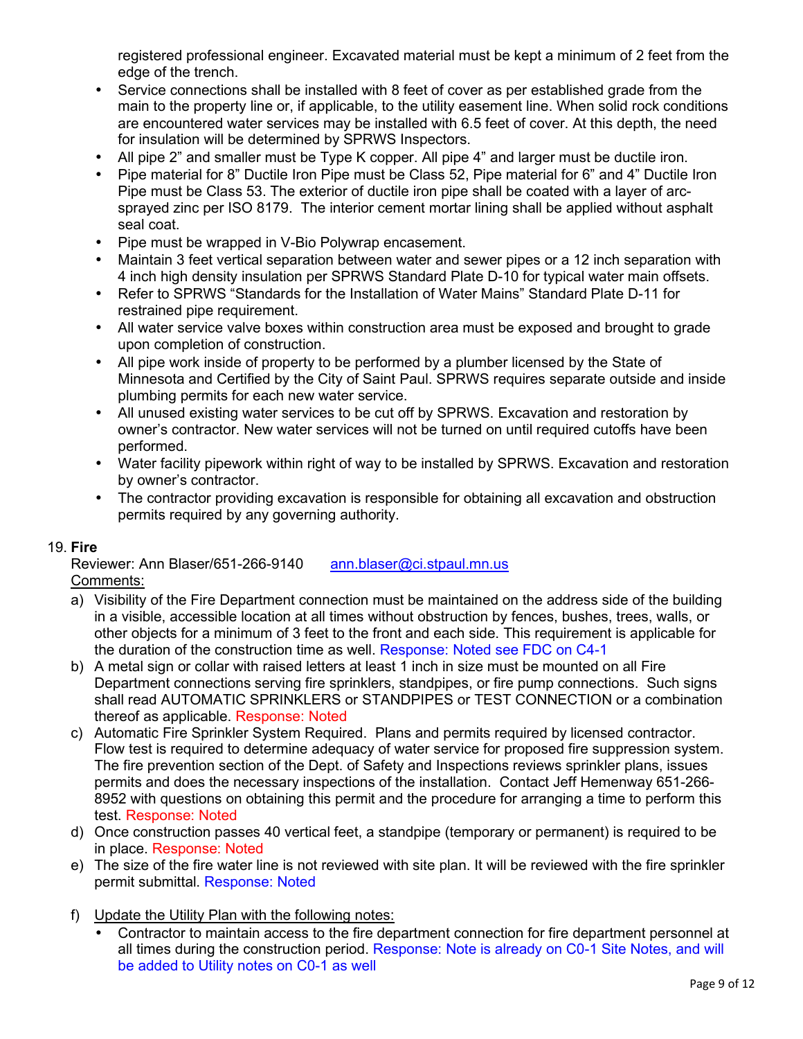registered professional engineer. Excavated material must be kept a minimum of 2 feet from the edge of the trench.

- Service connections shall be installed with 8 feet of cover as per established grade from the main to the property line or, if applicable, to the utility easement line. When solid rock conditions are encountered water services may be installed with 6.5 feet of cover. At this depth, the need for insulation will be determined by SPRWS Inspectors.
- All pipe 2" and smaller must be Type K copper. All pipe 4" and larger must be ductile iron.
- Pipe material for 8" Ductile Iron Pipe must be Class 52, Pipe material for 6" and 4" Ductile Iron Pipe must be Class 53. The exterior of ductile iron pipe shall be coated with a layer of arc-sprayed zinc per ISO 8179. The interior cement mortar lining shall be applied without asphalt seal coat.
- Pipe must be wrapped in V-Bio Polywrap encasement.
- Maintain 3 feet vertical separation between water and sewer pipes or a 12 inch separation with 4 inch high density insulation per SPRWS Standard Plate D-10 for typical water main offsets.
- Refer to SPRWS "Standards for the Installation of Water Mains" Standard Plate D-11 for restrained pipe requirement.
- All water service valve boxes within construction area must be exposed and brought to grade upon completion of construction.
- All pipe work inside of property to be performed by a plumber licensed by the State of Minnesota and Certified by the City of Saint Paul. SPRWS requires separate outside and inside plumbing permits for each new water service.
- All unused existing water services to be cut off by SPRWS. Excavation and restoration by owner's contractor. New water services will not be turned on until required cutoffs have been performed.
- Water facility pipework within right of way to be installed by SPRWS. Excavation and restoration by owner's contractor.
- The contractor providing excavation is responsible for obtaining all excavation and obstruction permits required by any governing authority.

19. **Fire**

Reviewer: Ann Blaser/651-266-9140 ann.blaser@ci.stpaul.mn.us

Comments:

a) Visibility of the Fire Department connection must be maintained on the address side of the building in a visible, accessible location at all times without obstruction by fences, bushes, trees, walls, or other objects for a minimum of 3 feet to the front and each side. This requirement is applicable for the duration of the construction time as well. Response: Noted see FDC on C4-1

b) A metal sign or collar with raised letters at least 1 inch in size must be mounted on all Fire Department connections serving fire sprinklers, standpipes, or fire pump connections. Such signs shall read AUTOMATIC SPRINKLERS or STANDPIPES or TEST CONNECTION or a combination thereof as applicable. Response: Noted

c) Automatic Fire Sprinkler System Required. Plans and permits required by licensed contractor. Flow test is required to determine adequacy of water service for proposed fire suppression system. The fire prevention section of the Dept. of Safety and Inspections reviews sprinkler plans, issues permits and does the necessary inspections of the installation. Contact Jeff Hemenway 651-266-8952 with questions on obtaining this permit and the procedure for arranging a time to perform this test. Response: Noted

d) Once construction passes 40 vertical feet, a standpipe (temporary or permanent) is required to be in place. Response: Noted

e) The size of the fire water line is not reviewed with site plan. It will be reviewed with the fire sprinkler permit submittal. Response: Noted

f) Update the Utility Plan with the following notes:
   - Contractor to maintain access to the fire department connection for fire department personnel at all times during the construction period. Response: Note is already on C0-1 Site Notes, and will be added to Utility notes on C0-1 as well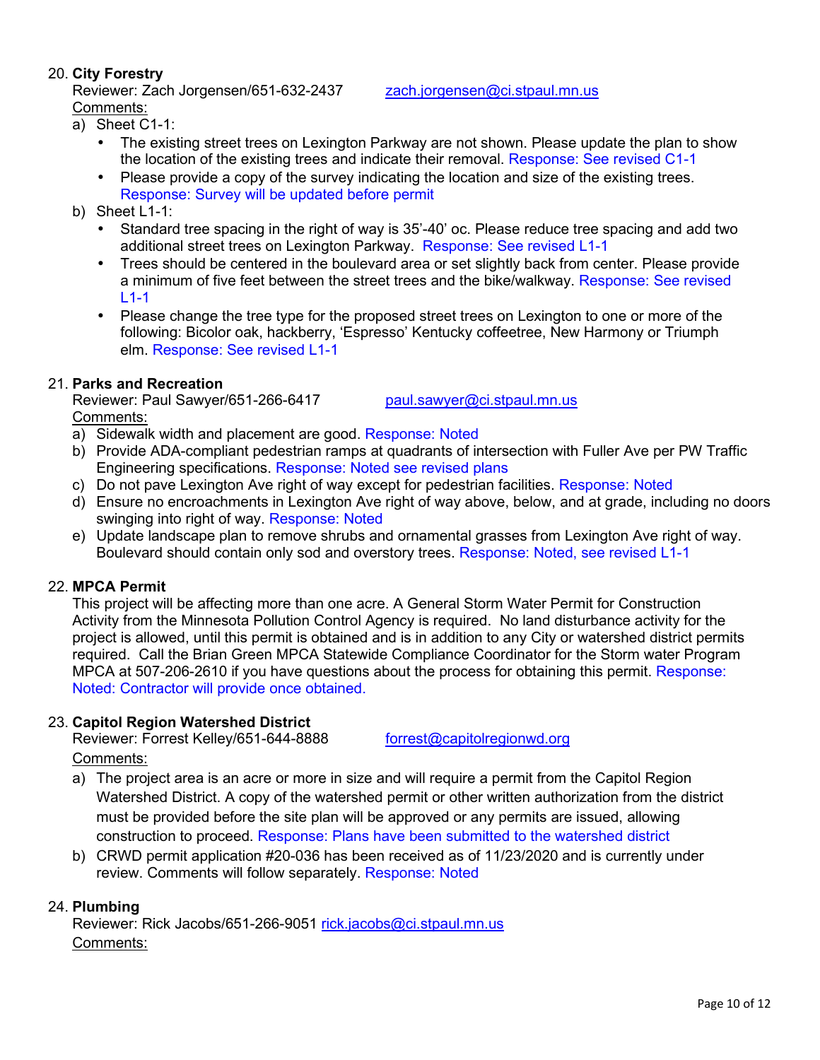20. **City Forestry**
 Reviewer: Zach Jorgensen/651-632-2437 zach.jorgensen@ci.stpaul.mn.us
 Comments:
 a) Sheet C1-1:
 - The existing street trees on Lexington Parkway are not shown. Please update the plan to show the location of the existing trees and indicate their removal. Response: See revised C1-1
 - Please provide a copy of the survey indicating the location and size of the existing trees. Response: Survey will be updated before permit

 b) Sheet L1-1:
 - Standard tree spacing in the right of way is 35'-40' oc. Please reduce tree spacing and add two additional street trees on Lexington Parkway. Response: See revised L1-1
 - Trees should be centered in the boulevard area or set slightly back from center. Please provide a minimum of five feet between the street trees and the bike/walkway. Response: See revised L1-1
 - Please change the tree type for the proposed street trees on Lexington to one or more of the following: Bicolor oak, hackberry, 'Espresso' Kentucky coffeetree, New Harmony or Triumph elm. Response: See revised L1-1

21. **Parks and Recreation**
 Reviewer: Paul Sawyer/651-266-6417 paul.sawyer@ci.stpaul.mn.us
 Comments:
 a) Sidewalk width and placement are good. Response: Noted
 b) Provide ADA-compliant pedestrian ramps at quadrants of intersection with Fuller Ave per PW Traffic Engineering specifications. Response: Noted see revised plans
 c) Do not pave Lexington Ave right of way except for pedestrian facilities. Response: Noted
 d) Ensure no encroachments in Lexington Ave right of way above, below, and at grade, including no doors swinging into right of way. Response: Noted
 e) Update landscape plan to remove shrubs and ornamental grasses from Lexington Ave right of way. Boulevard should contain only sod and overstory trees. Response: Noted, see revised L1-1

22. **MPCA Permit**
 This project will be affecting more than one acre. A General Storm Water Permit for Construction Activity from the Minnesota Pollution Control Agency is required. No land disturbance activity for the project is allowed, until this permit is obtained and is in addition to any City or watershed district permits required. Call the Brian Green MPCA Statewide Compliance Coordinator for the Storm water Program MPCA at 507-206-2610 if you have questions about the process for obtaining this permit. Response: Noted: Contractor will provide once obtained.

23. **Capitol Region Watershed District**
 Reviewer: Forrest Kelley/651-644-8888 forrest@capitolregionwd.org
 Comments:
 a) The project area is an acre or more in size and will require a permit from the Capitol Region Watershed District. A copy of the watershed permit or other written authorization from the district must be provided before the site plan will be approved or any permits are issued, allowing construction to proceed. Response: Plans have been submitted to the watershed district
 b) CRWD permit application #20-036 has been received as of 11/23/2020 and is currently under review. Comments will follow separately. Response: Noted

24. **Plumbing**
 Reviewer: Rick Jacobs/651-266-9051 rick.jacobs@ci.stpaul.mn.us
 Comments: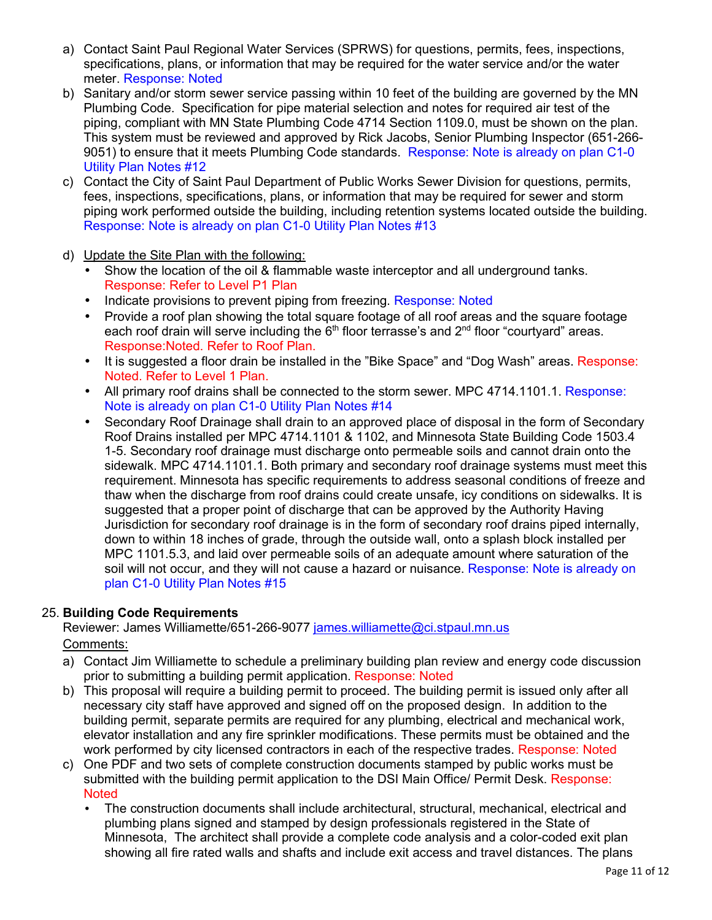a) Contact Saint Paul Regional Water Services (SPRWS) for questions, permits, fees, inspections, specifications, plans, or information that may be required for the water service and/or the water meter. Response: Noted

b) Sanitary and/or storm sewer service passing within 10 feet of the building are governed by the MN Plumbing Code. Specification for pipe material selection and notes for required air test of the piping, compliant with MN State Plumbing Code 4714 Section 1109.0, must be shown on the plan. This system must be reviewed and approved by Rick Jacobs, Senior Plumbing Inspector (651-266-9051) to ensure that it meets Plumbing Code standards. Response: Note is already on plan C1-0 Utility Plan Notes #12

c) Contact the City of Saint Paul Department of Public Works Sewer Division for questions, permits, fees, inspections, specifications, plans, or information that may be required for sewer and storm piping work performed outside the building, including retention systems located outside the building. Response: Note is already on plan C1-0 Utility Plan Notes #13

d) Update the Site Plan with the following:
   - Show the location of the oil & flammable waste interceptor and all underground tanks. Response: Refer to Level P1 Plan
   - Indicate provisions to prevent piping from freezing. Response: Noted
   - Provide a roof plan showing the total square footage of all roof areas and the square footage each roof drain will serve including the 6th floor terrasse's and 2nd floor "courtyard" areas. Response:Noted. Refer to Roof Plan.
   - It is suggested a floor drain be installed in the "Bike Space" and "Dog Wash" areas. Response: Noted. Refer to Level 1 Plan.
   - All primary roof drains shall be connected to the storm sewer. MPC 4714.1101.1. Response: Note is already on plan C1-0 Utility Plan Notes #14
   - Secondary Roof Drainage shall drain to an approved place of disposal in the form of Secondary Roof Drains installed per MPC 4714.1101 & 1102, and Minnesota State Building Code 1503.4 1-5. Secondary roof drainage must discharge onto permeable soils and cannot drain onto the sidewalk. MPC 4714.1101.1. Both primary and secondary roof drainage systems must meet this requirement. Minnesota has specific requirements to address seasonal conditions of freeze and thaw when the discharge from roof drains could create unsafe, icy conditions on sidewalks. It is suggested that a proper point of discharge that can be approved by the Authority Having Jurisdiction for secondary roof drainage is in the form of secondary roof drains piped internally, down to within 18 inches of grade, through the outside wall, onto a splash block installed per MPC 1101.5.3, and laid over permeable soils of an adequate amount where saturation of the soil will not occur, and they will not cause a hazard or nuisance. Response: Note is already on plan C1-0 Utility Plan Notes #15

25. **Building Code Requirements**

Reviewer: James Williamette/651-266-9077 james.williamette@ci.stpaul.mn.us

Comments:

a) Contact Jim Williamette to schedule a preliminary building plan review and energy code discussion prior to submitting a building permit application. Response: Noted

b) This proposal will require a building permit to proceed. The building permit is issued only after all necessary city staff have approved and signed off on the proposed design. In addition to the building permit, separate permits are required for any plumbing, electrical and mechanical work, elevator installation and any fire sprinkler modifications. These permits must be obtained and the work performed by city licensed contractors in each of the respective trades. Response: Noted

c) One PDF and two sets of complete construction documents stamped by public works must be submitted with the building permit application to the DSI Main Office/ Permit Desk. Response: Noted
   - The construction documents shall include architectural, structural, mechanical, electrical and plumbing plans signed and stamped by design professionals registered in the State of Minnesota, The architect shall provide a complete code analysis and a color-coded exit plan showing all fire rated walls and shafts and include exit access and travel distances. The plans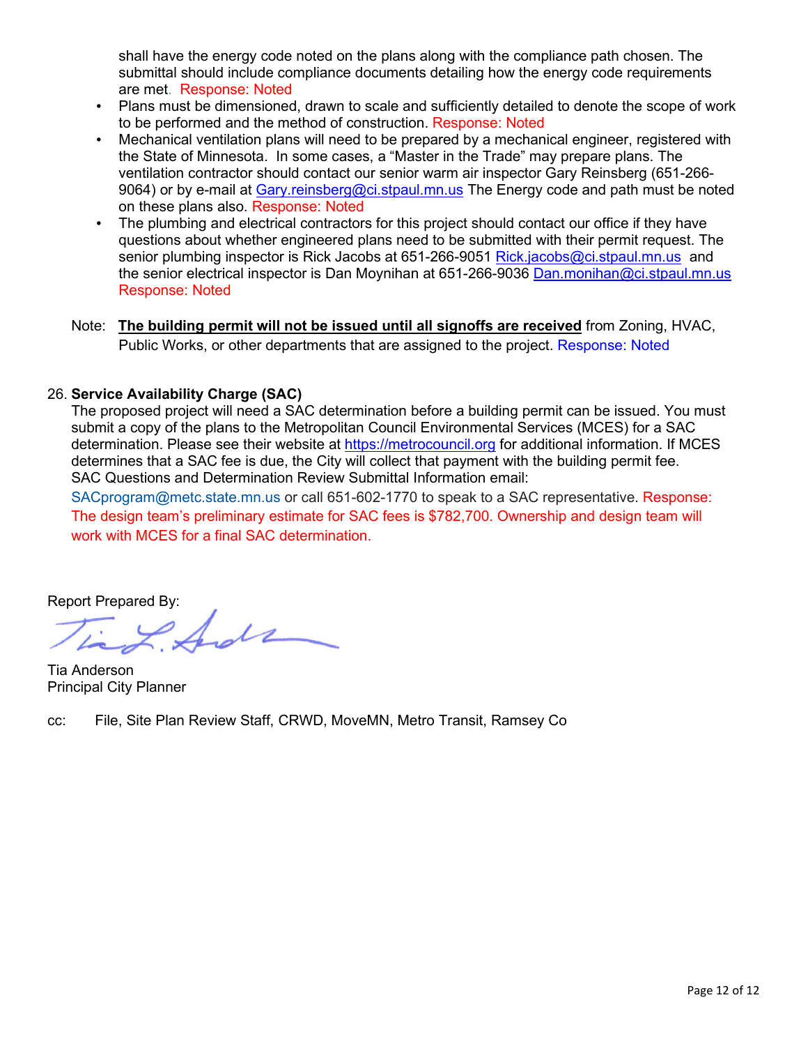shall have the energy code noted on the plans along with the compliance path chosen. The submittal should include compliance documents detailing how the energy code requirements are met. Response: Noted

- Plans must be dimensioned, drawn to scale and sufficiently detailed to denote the scope of work to be performed and the method of construction. Response: Noted
- Mechanical ventilation plans will need to be prepared by a mechanical engineer, registered with the State of Minnesota. In some cases, a "Master in the Trade" may prepare plans. The ventilation contractor should contact our senior warm air inspector Gary Reinsberg (651-266-9064) or by e-mail at Gary.reinsberg@ci.stpaul.mn.us The Energy code and path must be noted on these plans also. Response: Noted
- The plumbing and electrical contractors for this project should contact our office if they have questions about whether engineered plans need to be submitted with their permit request. The senior plumbing inspector is Rick Jacobs at 651-266-9051 Rick.jacobs@ci.stpaul.mn.us and the senior electrical inspector is Dan Moynihan at 651-266-9036 Dan.monihan@ci.stpaul.mn.us Response: Noted

Note: **The building permit will not be issued until all signoffs are received** from Zoning, HVAC, Public Works, or other departments that are assigned to the project. Response: Noted

26. **Service Availability Charge (SAC)**
The proposed project will need a SAC determination before a building permit can be issued. You must submit a copy of the plans to the Metropolitan Council Environmental Services (MCES) for a SAC determination. Please see their website at https://metrocouncil.org for additional information. If MCES determines that a SAC fee is due, the City will collect that payment with the building permit fee. SAC Questions and Determination Review Submittal Information email: SACprogram@metc.state.mn.us or call 651-602-1770 to speak to a SAC representative. Response: The design team's preliminary estimate for SAC fees is $782,700. Ownership and design team will work with MCES for a final SAC determination.

Report Prepared By:

Tia Anderson
Principal City Planner

cc: File, Site Plan Review Staff, CRWD, MoveMN, Metro Transit, Ramsey Co